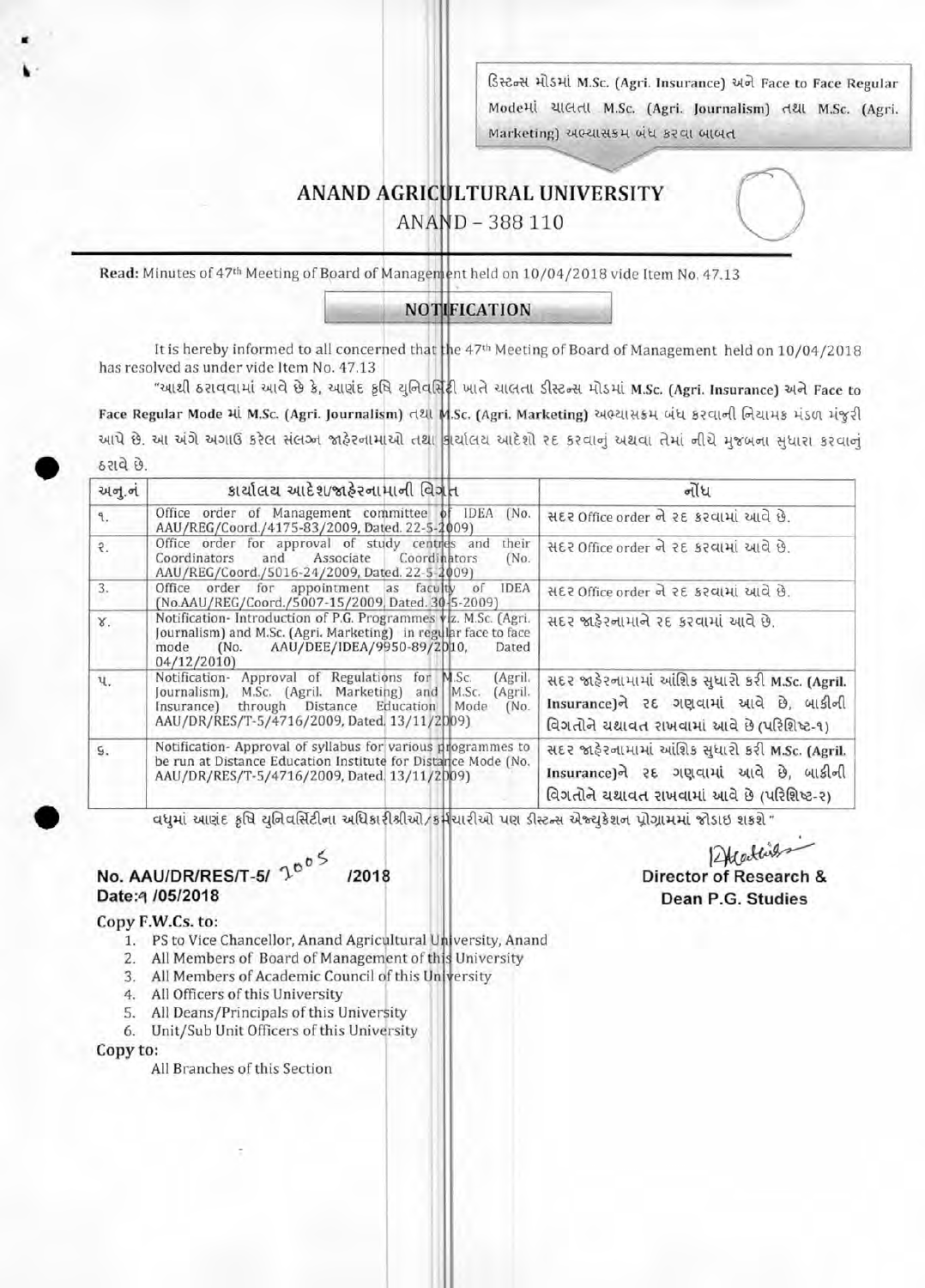ડિસ્ટન્સ મોડમાં M.Sc. (Agri. Insurance) અને Face to Face Regular Modeમાં ચાલતા M.Sc. (Agri. Journalism) તથા M.Sc. (Agri. Marketing) અભ્યાસક્રમ બંધ કરવા બાબત

# ANAND AGRICULTURAL UNIVERSITY

ANAND – 388 110

**Read:** Minutes of 47th Meeting of Board of Management held on 10/04/2018 vide Item No. 47.13

## NOTIFICATION

It is hereby informed to all concerned that the 47th Meeting of Board of Management held on 10/04/2018 has resolved as under vide Item No. 47.13

"આથી ઠરાવવામાં આવે છે કે, આણંદ કૃષિ યુનિવર્સિટી ખાતે ચાલતા ડીસ્ટન્સ મોડમાં **M.Sc. (Agri. Insurance)** અને **Face to Face Regular Mode** માં **M.Sc. (Agri. Journalism)** તથા **M.Sc. (Agri. Marketing)** અભ્યાસક્રમ બંધ કરવાની નિયામક મંડળ મંજૂરી આપે છે. આ અંગે અગાઉ કરેલ સંલગ્ન જાહેરનામાઓ તથા કાર્યાલય આદેશો રદ કરવાનું અથવા તેમાં નીચે મુજબના સુધારા કરવાનું ઠરાવે છે.

| અનુ.નં | કાર્યાલય આદેશ/જાહેરનામાની વિગત | નોંધ |
|---|---|---|
| ૧. | Office order of Management committee of IDEA (No. AAU/REG/Coord./4175-83/2009, Dated. 22-5-2009) | સદર Office order ને રદ કરવામાં આવે છે. |
| ૨. | Office order for approval of study centres and their Coordinators and Associate Coordinators (No. AAU/REG/Coord./5016-24/2009, Dated. 22-5-2009) | સદર Office order ને રદ કરવામાં આવે છે. |
| 3. | Office order for appointment as faculty of IDEA (No.AAU/REG/Coord./5007-15/2009, Dated. 30-5-2009) | સદર Office order ને રદ કરવામાં આવે છે. |
| ૪. | Notification- Introduction of P.G. Programmes viz. M.Sc. (Agri. Journalism) and M.Sc. (Agri. Marketing) in regular face to face mode (No. AAU/DEE/IDEA/9950-89/2010, Dated 04/12/2010) | સદર જાહેરનામાને રદ કરવામાં આવે છે. |
| ૫. | Notification- Approval of Regulations for M.Sc. (Agril. Journalism), M.Sc. (Agril. Marketing) and M.Sc. (Agril. Insurance) through Distance Education Mode (No. AAU/DR/RES/T-5/4716/2009, Dated. 13/11/2009) | સદર જાહેરનામામાં આંશિક સુધારો કરી **M.Sc. (Agril. Insurance)**ને રદ ગણવામાં આવે છે, બાકીની વિગતોને યથાવત રાખવામાં આવે છે (પરિશિષ્ટ-૧) |
| ૬. | Notification- Approval of syllabus for various programmes to be run at Distance Education Institute for Distance Mode (No. AAU/DR/RES/T-5/4716/2009, Dated. 13/11/2009) | સદર જાહેરનામામાં આંશિક સુધારો કરી **M.Sc. (Agril. Insurance)**ને રદ ગણવામાં આવે છે, બાકીની વિગતોને યથાવત રાખવામાં આવે છે (પરિશિષ્ટ-૨) |

વધુમાં આણંદ કૃષિ યુનિવર્સિટીના અધિકારીશ્રીઓ/કર્મચારીઓ પણ ડીસ્ટન્સ એજ્યુકેશન પ્રોગ્રામમાં જોડાઇ શકશે"

**No. AAU/DR/RES/T-5/ 2005 /2018**
**Date:૧ /05/2018**

**Director of Research &**
**Dean P.G. Studies**

**Copy F.W.Cs. to:**

1. PS to Vice Chancellor, Anand Agricultural University, Anand
2. All Members of Board of Management of this University
3. All Members of Academic Council of this University
4. All Officers of this University
5. All Deans/Principals of this University
6. Unit/Sub Unit Officers of this University

**Copy to:**

All Branches of this Section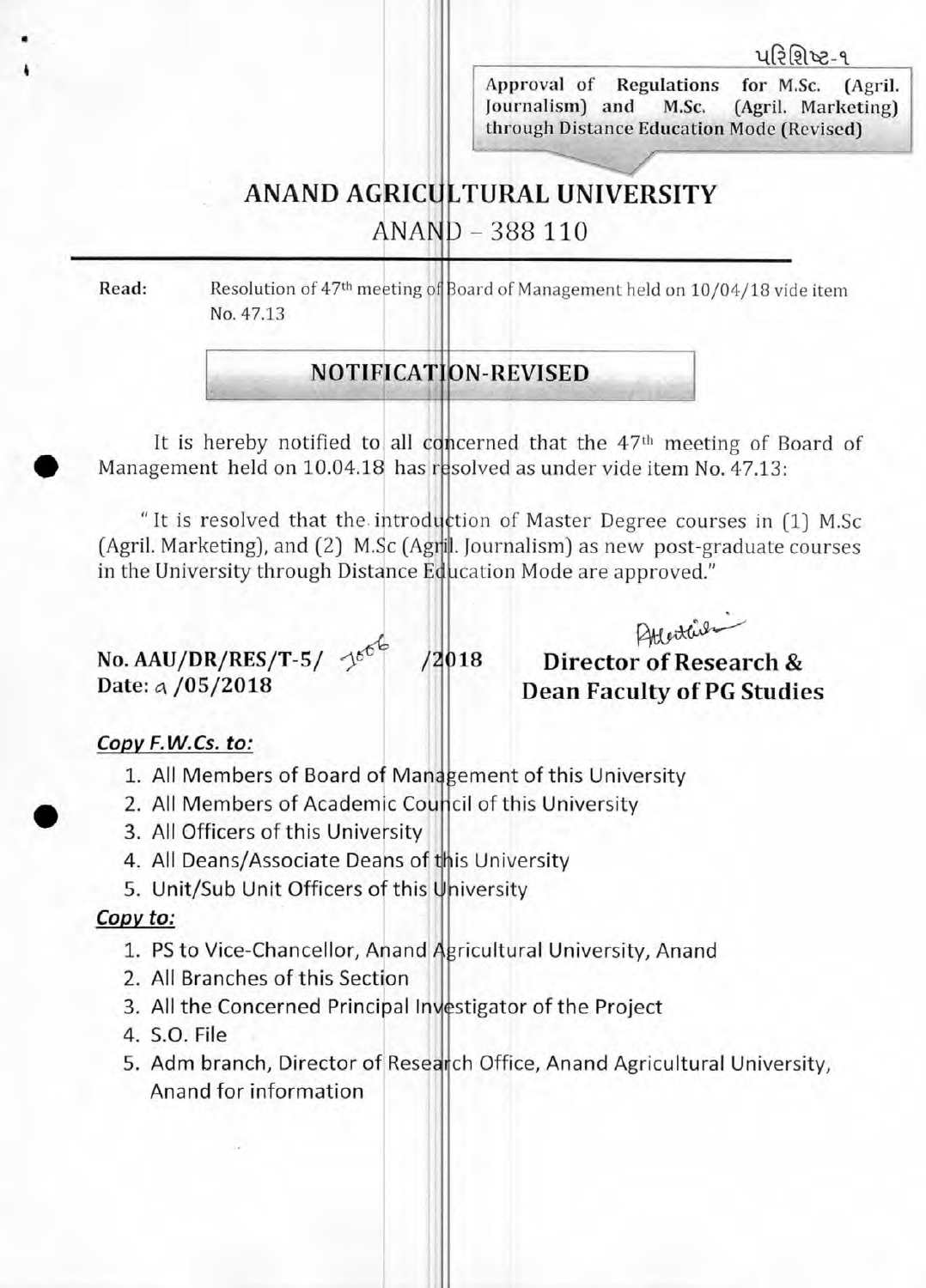પરિશિષ્ટ-૧

Approval of Regulations for M.Sc. (Agril. Journalism) and M.Sc. (Agril. Marketing) through Distance Education Mode (Revised)

# ANAND AGRICULTURAL UNIVERSITY

## ANAND – 388 110

**Read:** Resolution of 47th meeting of Board of Management held on 10/04/18 vide item No. 47.13

## NOTIFICATION-REVISED

It is hereby notified to all concerned that the 47th meeting of Board of Management held on 10.04.18 has resolved as under vide item No. 47.13:

"It is resolved that the introduction of Master Degree courses in (1) M.Sc (Agril. Marketing), and (2) M.Sc (Agril. Journalism) as new post-graduate courses in the University through Distance Education Mode are approved."

**No. AAU/DR/RES/T-5/ 1006 /2018**
**Date: 9 /05/2018**

**Director of Research &**
**Dean Faculty of PG Studies**

***Copy F.W.Cs. to:***

1. All Members of Board of Management of this University
2. All Members of Academic Council of this University
3. All Officers of this University
4. All Deans/Associate Deans of this University
5. Unit/Sub Unit Officers of this University

***Copy to:***

1. PS to Vice-Chancellor, Anand Agricultural University, Anand
2. All Branches of this Section
3. All the Concerned Principal Investigator of the Project
4. S.O. File
5. Adm branch, Director of Research Office, Anand Agricultural University, Anand for information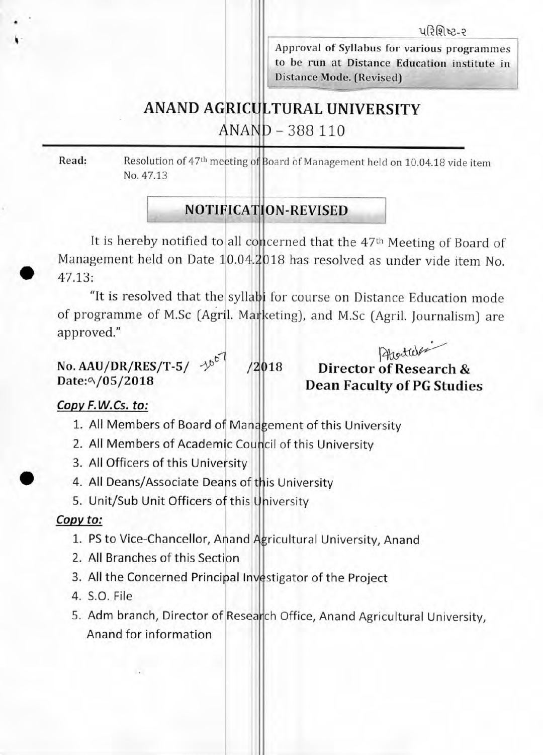પરિશિષ્ટ-૨

Approval of Syllabus for various programmes to be run at Distance Education institute in Distance Mode. (Revised)

# ANAND AGRICULTURAL UNIVERSITY

ANAND – 388 110

**Read:** Resolution of 47th meeting of Board of Management held on 10.04.18 vide item No. 47.13

## NOTIFICATION-REVISED

It is hereby notified to all concerned that the 47th Meeting of Board of Management held on Date 10.04.2018 has resolved as under vide item No. 47.13:

"It is resolved that the syllabi for course on Distance Education mode of programme of M.Sc (Agril. Marketing), and M.Sc (Agril. Journalism) are approved."

**No. AAU/DR/RES/T-5/ 1007 /2018**
**Date:9/05/2018**

**Director of Research &**
**Dean Faculty of PG Studies**

***Copy F.W.Cs. to:***

1. All Members of Board of Management of this University
2. All Members of Academic Council of this University
3. All Officers of this University
4. All Deans/Associate Deans of this University
5. Unit/Sub Unit Officers of this University

***Copy to:***

1. PS to Vice-Chancellor, Anand Agricultural University, Anand
2. All Branches of this Section
3. All the Concerned Principal Investigator of the Project
4. S.O. File
5. Adm branch, Director of Research Office, Anand Agricultural University, Anand for information